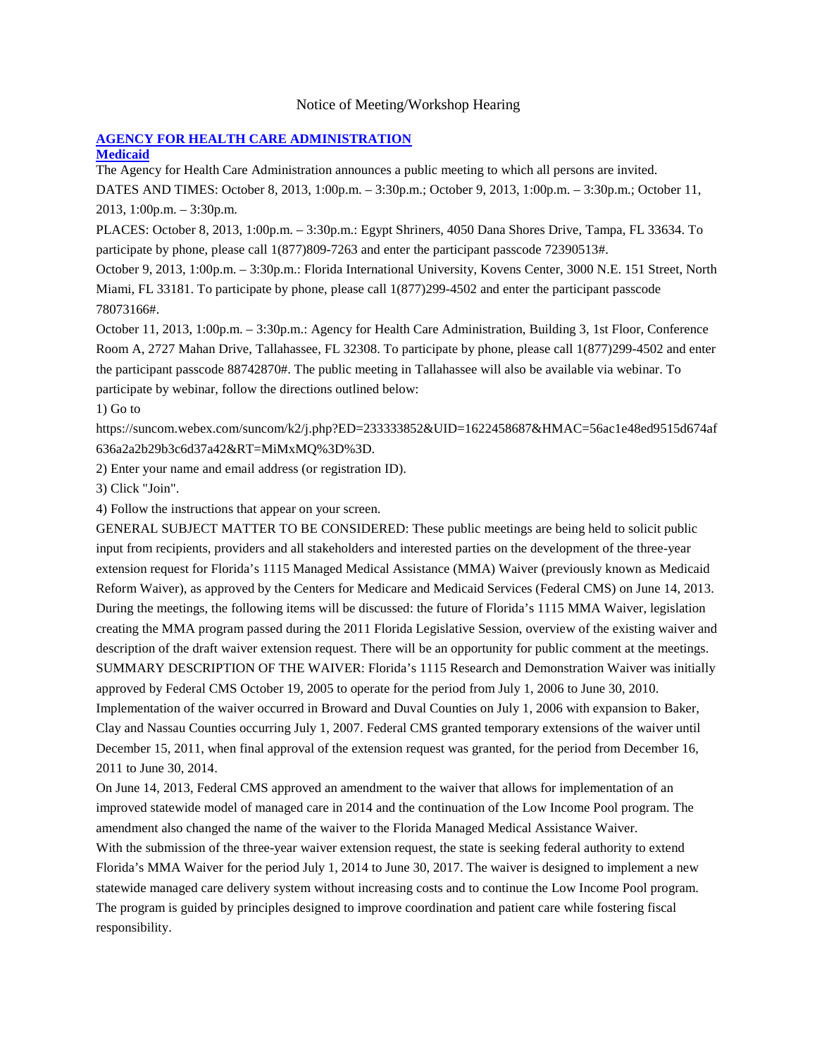Notice of Meeting/Workshop Hearing

## AGENCY FOR HEALTH CARE ADMINISTRATION

### Medicaid

The Agency for Health Care Administration announces a public meeting to which all persons are invited.

DATES AND TIMES: October 8, 2013, 1:00p.m. – 3:30p.m.; October 9, 2013, 1:00p.m. – 3:30p.m.; October 11, 2013, 1:00p.m. – 3:30p.m.

PLACES: October 8, 2013, 1:00p.m. – 3:30p.m.: Egypt Shriners, 4050 Dana Shores Drive, Tampa, FL 33634. To participate by phone, please call 1(877)809-7263 and enter the participant passcode 72390513#.

October 9, 2013, 1:00p.m. – 3:30p.m.: Florida International University, Kovens Center, 3000 N.E. 151 Street, North Miami, FL 33181. To participate by phone, please call 1(877)299-4502 and enter the participant passcode 78073166#.

October 11, 2013, 1:00p.m. – 3:30p.m.: Agency for Health Care Administration, Building 3, 1st Floor, Conference Room A, 2727 Mahan Drive, Tallahassee, FL 32308. To participate by phone, please call 1(877)299-4502 and enter the participant passcode 88742870#. The public meeting in Tallahassee will also be available via webinar. To participate by webinar, follow the directions outlined below:

1) Go to https://suncom.webex.com/suncom/k2/j.php?ED=233333852&UID=1622458687&HMAC=56ac1e48ed9515d674af636a2a2b29b3c6d37a42&RT=MiMxMQ%3D%3D.

2) Enter your name and email address (or registration ID).

3) Click "Join".

4) Follow the instructions that appear on your screen.

GENERAL SUBJECT MATTER TO BE CONSIDERED: These public meetings are being held to solicit public input from recipients, providers and all stakeholders and interested parties on the development of the three-year extension request for Florida's 1115 Managed Medical Assistance (MMA) Waiver (previously known as Medicaid Reform Waiver), as approved by the Centers for Medicare and Medicaid Services (Federal CMS) on June 14, 2013. During the meetings, the following items will be discussed: the future of Florida's 1115 MMA Waiver, legislation creating the MMA program passed during the 2011 Florida Legislative Session, overview of the existing waiver and description of the draft waiver extension request. There will be an opportunity for public comment at the meetings.

SUMMARY DESCRIPTION OF THE WAIVER: Florida's 1115 Research and Demonstration Waiver was initially approved by Federal CMS October 19, 2005 to operate for the period from July 1, 2006 to June 30, 2010. Implementation of the waiver occurred in Broward and Duval Counties on July 1, 2006 with expansion to Baker, Clay and Nassau Counties occurring July 1, 2007. Federal CMS granted temporary extensions of the waiver until December 15, 2011, when final approval of the extension request was granted, for the period from December 16, 2011 to June 30, 2014.

On June 14, 2013, Federal CMS approved an amendment to the waiver that allows for implementation of an improved statewide model of managed care in 2014 and the continuation of the Low Income Pool program. The amendment also changed the name of the waiver to the Florida Managed Medical Assistance Waiver.

With the submission of the three-year waiver extension request, the state is seeking federal authority to extend Florida's MMA Waiver for the period July 1, 2014 to June 30, 2017. The waiver is designed to implement a new statewide managed care delivery system without increasing costs and to continue the Low Income Pool program. The program is guided by principles designed to improve coordination and patient care while fostering fiscal responsibility.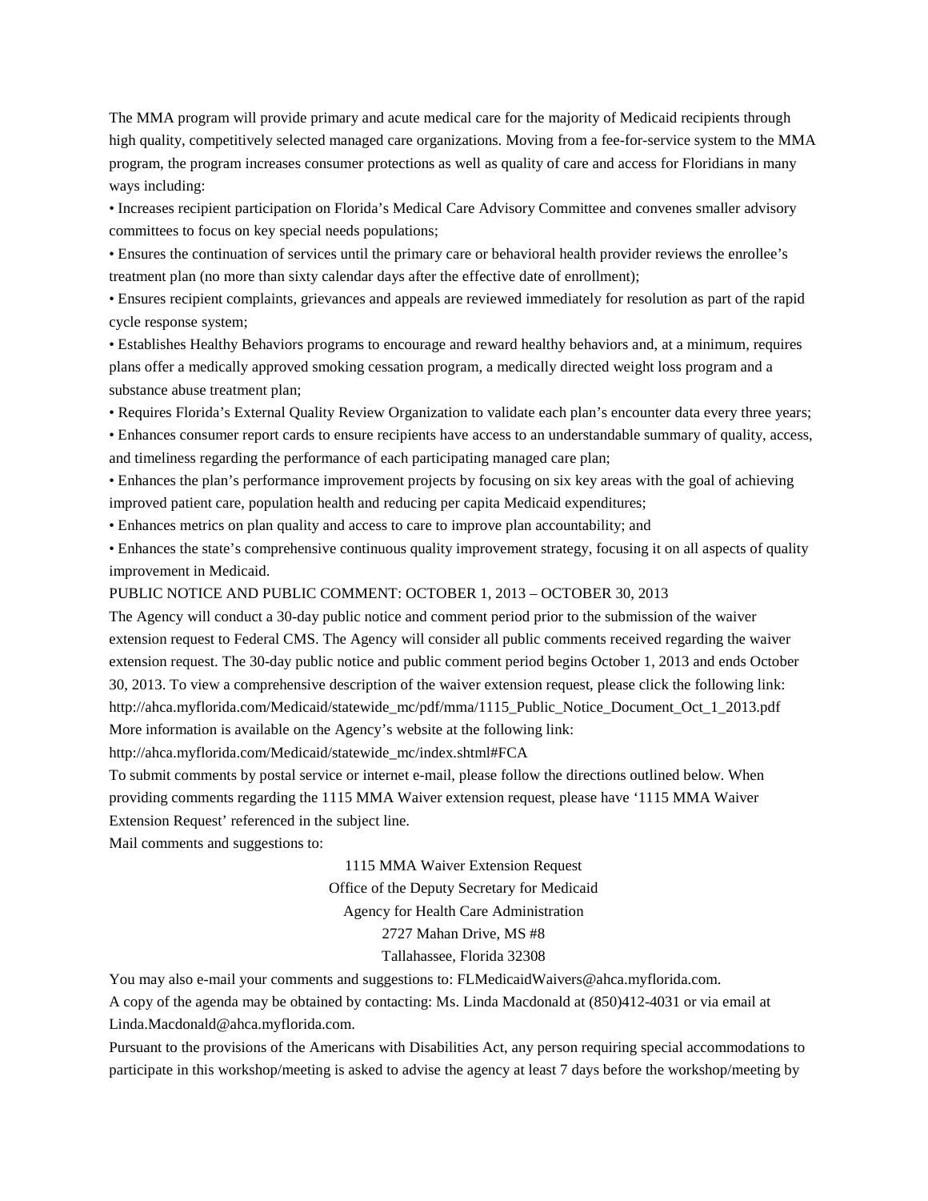The MMA program will provide primary and acute medical care for the majority of Medicaid recipients through high quality, competitively selected managed care organizations. Moving from a fee-for-service system to the MMA program, the program increases consumer protections as well as quality of care and access for Floridians in many ways including:

- Increases recipient participation on Florida's Medical Care Advisory Committee and convenes smaller advisory committees to focus on key special needs populations;
- Ensures the continuation of services until the primary care or behavioral health provider reviews the enrollee's treatment plan (no more than sixty calendar days after the effective date of enrollment);
- Ensures recipient complaints, grievances and appeals are reviewed immediately for resolution as part of the rapid cycle response system;
- Establishes Healthy Behaviors programs to encourage and reward healthy behaviors and, at a minimum, requires plans offer a medically approved smoking cessation program, a medically directed weight loss program and a substance abuse treatment plan;
- Requires Florida's External Quality Review Organization to validate each plan's encounter data every three years;
- Enhances consumer report cards to ensure recipients have access to an understandable summary of quality, access, and timeliness regarding the performance of each participating managed care plan;
- Enhances the plan's performance improvement projects by focusing on six key areas with the goal of achieving improved patient care, population health and reducing per capita Medicaid expenditures;
- Enhances metrics on plan quality and access to care to improve plan accountability; and
- Enhances the state's comprehensive continuous quality improvement strategy, focusing it on all aspects of quality improvement in Medicaid.

PUBLIC NOTICE AND PUBLIC COMMENT: OCTOBER 1, 2013 – OCTOBER 30, 2013

The Agency will conduct a 30-day public notice and comment period prior to the submission of the waiver extension request to Federal CMS. The Agency will consider all public comments received regarding the waiver extension request. The 30-day public notice and public comment period begins October 1, 2013 and ends October 30, 2013. To view a comprehensive description of the waiver extension request, please click the following link: http://ahca.myflorida.com/Medicaid/statewide_mc/pdf/mma/1115_Public_Notice_Document_Oct_1_2013.pdf

More information is available on the Agency's website at the following link:

http://ahca.myflorida.com/Medicaid/statewide_mc/index.shtml#FCA

To submit comments by postal service or internet e-mail, please follow the directions outlined below. When providing comments regarding the 1115 MMA Waiver extension request, please have '1115 MMA Waiver Extension Request' referenced in the subject line.

Mail comments and suggestions to:

1115 MMA Waiver Extension Request
Office of the Deputy Secretary for Medicaid
Agency for Health Care Administration
2727 Mahan Drive, MS #8
Tallahassee, Florida 32308

You may also e-mail your comments and suggestions to: FLMedicaidWaivers@ahca.myflorida.com.

A copy of the agenda may be obtained by contacting: Ms. Linda Macdonald at (850)412-4031 or via email at Linda.Macdonald@ahca.myflorida.com.

Pursuant to the provisions of the Americans with Disabilities Act, any person requiring special accommodations to participate in this workshop/meeting is asked to advise the agency at least 7 days before the workshop/meeting by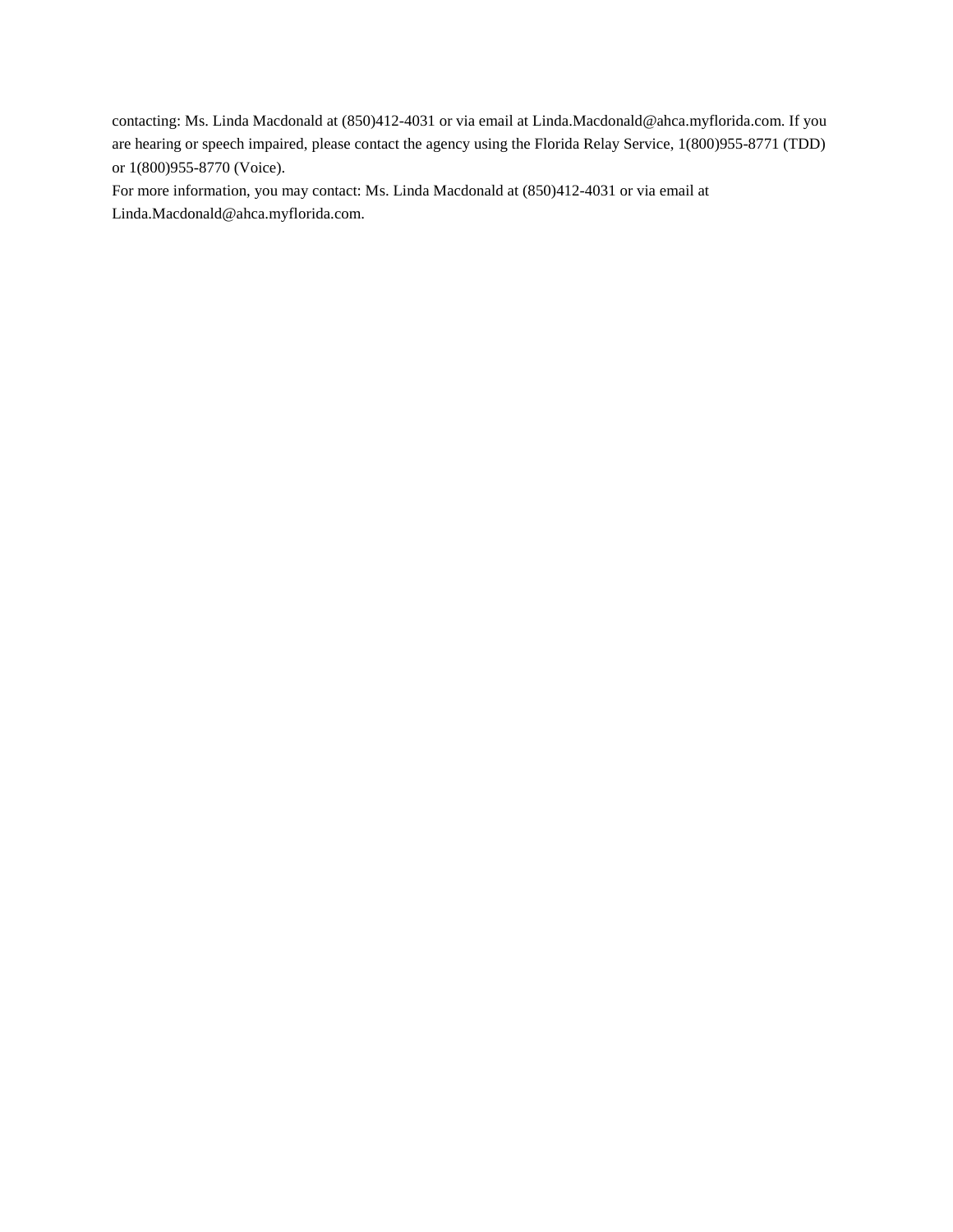contacting: Ms. Linda Macdonald at (850)412-4031 or via email at Linda.Macdonald@ahca.myflorida.com. If you are hearing or speech impaired, please contact the agency using the Florida Relay Service, 1(800)955-8771 (TDD) or 1(800)955-8770 (Voice).

For more information, you may contact: Ms. Linda Macdonald at (850)412-4031 or via email at Linda.Macdonald@ahca.myflorida.com.